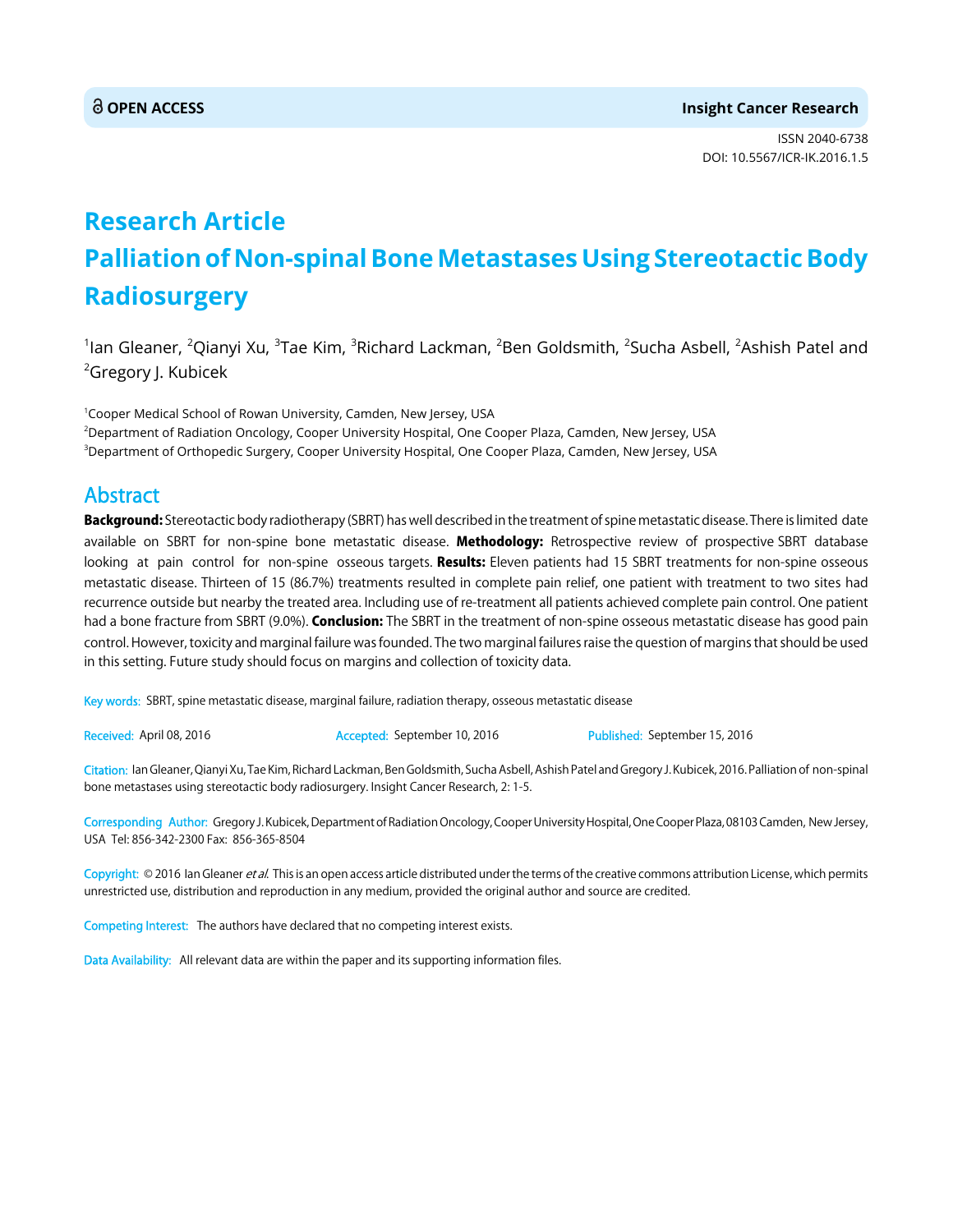**OPEN ACCESS** **Insight Cancer Research**

ISSN 2040-6738
DOI: 10.5567/ICR-IK.2016.1.5

# Research Article
# Palliation of Non-spinal Bone Metastases Using Stereotactic Body Radiosurgery

[1]Ian Gleaner, [2]Qianyi Xu, [3]Tae Kim, [3]Richard Lackman, [2]Ben Goldsmith, [2]Sucha Asbell, [2]Ashish Patel and [2]Gregory J. Kubicek

[1]Cooper Medical School of Rowan University, Camden, New Jersey, USA
[2]Department of Radiation Oncology, Cooper University Hospital, One Cooper Plaza, Camden, New Jersey, USA
[3]Department of Orthopedic Surgery, Cooper University Hospital, One Cooper Plaza, Camden, New Jersey, USA

## Abstract

**Background:** Stereotactic body radiotherapy (SBRT) has well described in the treatment of spine metastatic disease. There is limited date available on SBRT for non-spine bone metastatic disease. **Methodology:** Retrospective review of prospective SBRT database looking at pain control for non-spine osseous targets. **Results:** Eleven patients had 15 SBRT treatments for non-spine osseous metastatic disease. Thirteen of 15 (86.7%) treatments resulted in complete pain relief, one patient with treatment to two sites had recurrence outside but nearby the treated area. Including use of re-treatment all patients achieved complete pain control. One patient had a bone fracture from SBRT (9.0%). **Conclusion:** The SBRT in the treatment of non-spine osseous metastatic disease has good pain control. However, toxicity and marginal failure was founded. The two marginal failures raise the question of margins that should be used in this setting. Future study should focus on margins and collection of toxicity data.

Key words: SBRT, spine metastatic disease, marginal failure, radiation therapy, osseous metastatic disease

Received: April 08, 2016 Accepted: September 10, 2016 Published: September 15, 2016

Citation: Ian Gleaner, Qianyi Xu, Tae Kim, Richard Lackman, Ben Goldsmith, Sucha Asbell, Ashish Patel and Gregory J. Kubicek, 2016. Palliation of non-spinal bone metastases using stereotactic body radiosurgery. Insight Cancer Research, 2: 1-5.

Corresponding Author: Gregory J. Kubicek, Department of Radiation Oncology, Cooper University Hospital, One Cooper Plaza, 08103 Camden, New Jersey, USA Tel: 856-342-2300 Fax: 856-365-8504

Copyright: © 2016 Ian Gleaner *et al.* This is an open access article distributed under the terms of the creative commons attribution License, which permits unrestricted use, distribution and reproduction in any medium, provided the original author and source are credited.

Competing Interest: The authors have declared that no competing interest exists.

Data Availability: All relevant data are within the paper and its supporting information files.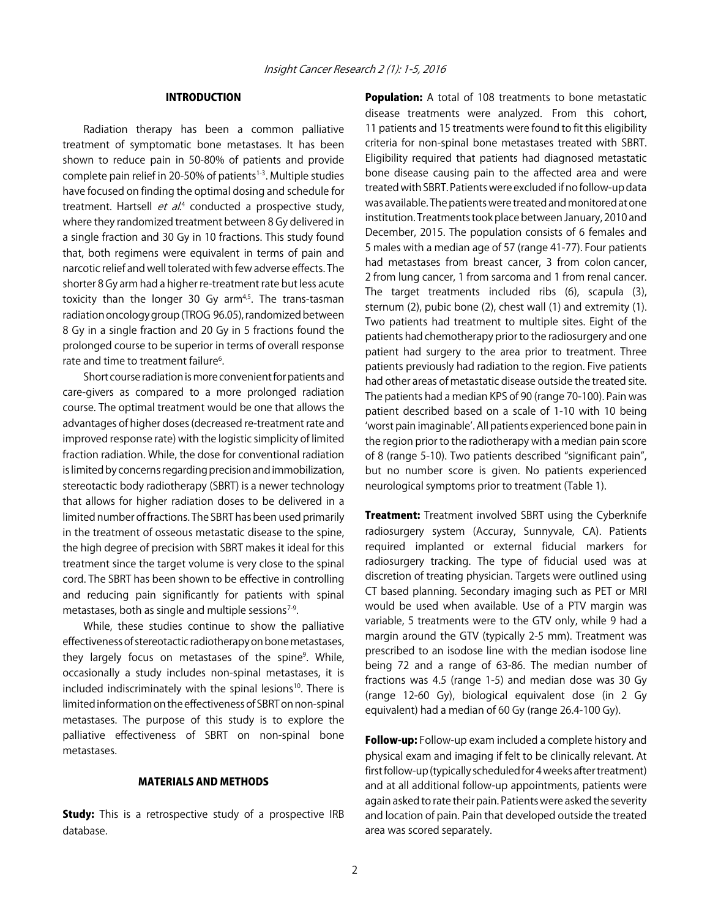## INTRODUCTION

Radiation therapy has been a common palliative treatment of symptomatic bone metastases. It has been shown to reduce pain in 50-80% of patients and provide complete pain relief in 20-50% of patients[1-3]. Multiple studies have focused on finding the optimal dosing and schedule for treatment. Hartsell *et al*.[4] conducted a prospective study, where they randomized treatment between 8 Gy delivered in a single fraction and 30 Gy in 10 fractions. This study found that, both regimens were equivalent in terms of pain and narcotic relief and well tolerated with few adverse effects. The shorter 8 Gy arm had a higher re-treatment rate but less acute toxicity than the longer 30 Gy arm[4,5]. The trans-tasman radiation oncology group (TROG 96.05), randomized between 8 Gy in a single fraction and 20 Gy in 5 fractions found the prolonged course to be superior in terms of overall response rate and time to treatment failure[6].

Short course radiation is more convenient for patients and care-givers as compared to a more prolonged radiation course. The optimal treatment would be one that allows the advantages of higher doses (decreased re-treatment rate and improved response rate) with the logistic simplicity of limited fraction radiation. While, the dose for conventional radiation is limited by concerns regarding precision and immobilization, stereotactic body radiotherapy (SBRT) is a newer technology that allows for higher radiation doses to be delivered in a limited number of fractions. The SBRT has been used primarily in the treatment of osseous metastatic disease to the spine, the high degree of precision with SBRT makes it ideal for this treatment since the target volume is very close to the spinal cord. The SBRT has been shown to be effective in controlling and reducing pain significantly for patients with spinal metastases, both as single and multiple sessions[7-9].

While, these studies continue to show the palliative effectiveness of stereotactic radiotherapy on bone metastases, they largely focus on metastases of the spine[9]. While, occasionally a study includes non-spinal metastases, it is included indiscriminately with the spinal lesions[10]. There is limited information on the effectiveness of SBRT on non-spinal metastases. The purpose of this study is to explore the palliative effectiveness of SBRT on non-spinal bone metastases.

## MATERIALS AND METHODS

**Study:** This is a retrospective study of a prospective IRB database.

**Population:** A total of 108 treatments to bone metastatic disease treatments were analyzed. From this cohort, 11 patients and 15 treatments were found to fit this eligibility criteria for non-spinal bone metastases treated with SBRT. Eligibility required that patients had diagnosed metastatic bone disease causing pain to the affected area and were treated with SBRT. Patients were excluded if no follow-up data was available. The patients were treated and monitored at one institution. Treatments took place between January, 2010 and December, 2015. The population consists of 6 females and 5 males with a median age of 57 (range 41-77). Four patients had metastases from breast cancer, 3 from colon cancer, 2 from lung cancer, 1 from sarcoma and 1 from renal cancer. The target treatments included ribs (6), scapula (3), sternum (2), pubic bone (2), chest wall (1) and extremity (1). Two patients had treatment to multiple sites. Eight of the patients had chemotherapy prior to the radiosurgery and one patient had surgery to the area prior to treatment. Three patients previously had radiation to the region. Five patients had other areas of metastatic disease outside the treated site. The patients had a median KPS of 90 (range 70-100). Pain was patient described based on a scale of 1-10 with 10 being 'worst pain imaginable'. All patients experienced bone pain in the region prior to the radiotherapy with a median pain score of 8 (range 5-10). Two patients described "significant pain", but no number score is given. No patients experienced neurological symptoms prior to treatment (Table 1).

**Treatment:** Treatment involved SBRT using the Cyberknife radiosurgery system (Accuray, Sunnyvale, CA). Patients required implanted or external fiducial markers for radiosurgery tracking. The type of fiducial used was at discretion of treating physician. Targets were outlined using CT based planning. Secondary imaging such as PET or MRI would be used when available. Use of a PTV margin was variable, 5 treatments were to the GTV only, while 9 had a margin around the GTV (typically 2-5 mm). Treatment was prescribed to an isodose line with the median isodose line being 72 and a range of 63-86. The median number of fractions was 4.5 (range 1-5) and median dose was 30 Gy (range 12-60 Gy), biological equivalent dose (in 2 Gy equivalent) had a median of 60 Gy (range 26.4-100 Gy).

**Follow-up:** Follow-up exam included a complete history and physical exam and imaging if felt to be clinically relevant. At first follow-up (typically scheduled for 4 weeks after treatment) and at all additional follow-up appointments, patients were again asked to rate their pain. Patients were asked the severity and location of pain. Pain that developed outside the treated area was scored separately.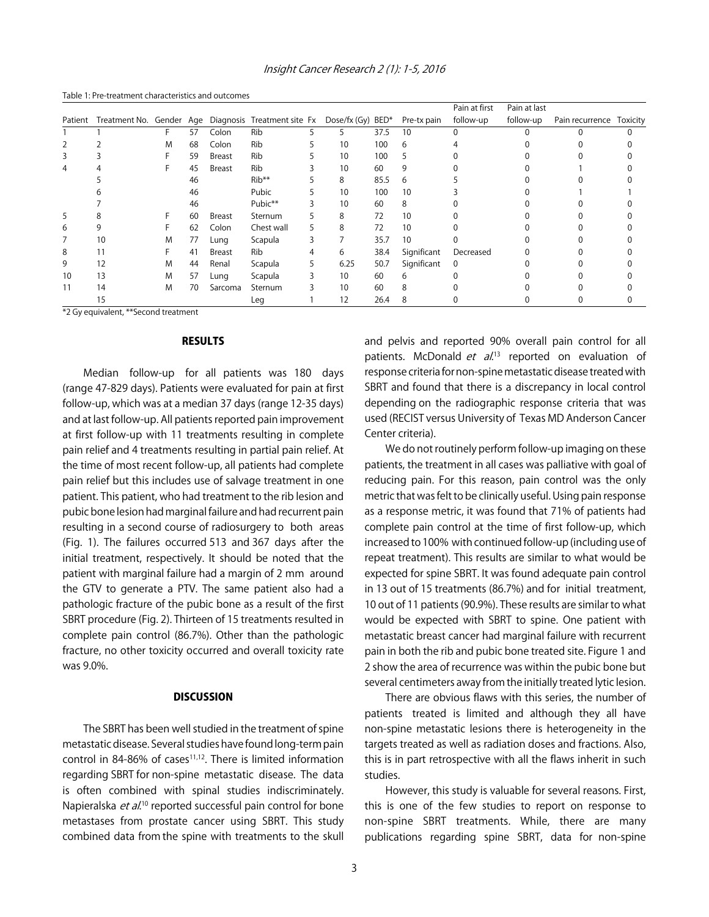Table 1: Pre-treatment characteristics and outcomes

| Patient | Treatment No. | Gender | Age | Diagnosis | Treatment site | Fx | Dose/fx (Gy) | BED* | Pre-tx pain | Pain at first follow-up | Pain at last follow-up | Pain recurrence | Toxicity |
|---|---|---|---|---|---|---|---|---|---|---|---|---|---|
| 1 | 1 | F | 57 | Colon | Rib | 5 | 5 | 37.5 | 10 | 0 | 0 | 0 | 0 |
| 2 | 2 | M | 68 | Colon | Rib | 5 | 10 | 100 | 6 | 4 | 0 | 0 | 0 |
| 3 | 3 | F | 59 | Breast | Rib | 5 | 10 | 100 | 5 | 0 | 0 | 0 | 0 |
| 4 | 4 | F | 45 | Breast | Rib | 3 | 10 | 60 | 9 | 0 | 0 | 1 | 0 |
| | 5 | | 46 | | Rib** | 5 | 8 | 85.5 | 6 | 5 | 0 | 0 | 0 |
| | 6 | | 46 | | Pubic | 5 | 10 | 100 | 10 | 3 | 0 | 1 | 1 |
| | 7 | | 46 | | Pubic** | 3 | 10 | 60 | 8 | 0 | 0 | 0 | 0 |
| 5 | 8 | F | 60 | Breast | Sternum | 5 | 8 | 72 | 10 | 0 | 0 | 0 | 0 |
| 6 | 9 | F | 62 | Colon | Chest wall | 5 | 8 | 72 | 10 | 0 | 0 | 0 | 0 |
| 7 | 10 | M | 77 | Lung | Scapula | 3 | 7 | 35.7 | 10 | 0 | 0 | 0 | 0 |
| 8 | 11 | F | 41 | Breast | Rib | 4 | 6 | 38.4 | Significant | Decreased | 0 | 0 | 0 |
| 9 | 12 | M | 44 | Renal | Scapula | 5 | 6.25 | 50.7 | Significant | 0 | 0 | 0 | 0 |
| 10 | 13 | M | 57 | Lung | Scapula | 3 | 10 | 60 | 6 | 0 | 0 | 0 | 0 |
| 11 | 14 | M | 70 | Sarcoma | Sternum | 3 | 10 | 60 | 8 | 0 | 0 | 0 | 0 |
| | 15 | | | | Leg | 1 | 12 | 26.4 | 8 | 0 | 0 | 0 | 0 |

*2 Gy equivalent, **Second treatment

## RESULTS

Median follow-up for all patients was 180 days (range 47-829 days). Patients were evaluated for pain at first follow-up, which was at a median 37 days (range 12-35 days) and at last follow-up. All patients reported pain improvement at first follow-up with 11 treatments resulting in complete pain relief and 4 treatments resulting in partial pain relief. At the time of most recent follow-up, all patients had complete pain relief but this includes use of salvage treatment in one patient. This patient, who had treatment to the rib lesion and pubic bone lesion had marginal failure and had recurrent pain resulting in a second course of radiosurgery to both areas (Fig. 1). The failures occurred 513 and 367 days after the initial treatment, respectively. It should be noted that the patient with marginal failure had a margin of 2 mm around the GTV to generate a PTV. The same patient also had a pathologic fracture of the pubic bone as a result of the first SBRT procedure (Fig. 2). Thirteen of 15 treatments resulted in complete pain control (86.7%). Other than the pathologic fracture, no other toxicity occurred and overall toxicity rate was 9.0%.

## DISCUSSION

The SBRT has been well studied in the treatment of spine metastatic disease. Several studies have found long-term pain control in 84-86% of cases[11,12]. There is limited information regarding SBRT for non-spine metastatic disease. The data is often combined with spinal studies indiscriminately. Napieralska *et al.*[10] reported successful pain control for bone metastases from prostate cancer using SBRT. This study combined data from the spine with treatments to the skull and pelvis and reported 90% overall pain control for all patients. McDonald *et al.*[13] reported on evaluation of response criteria for non-spine metastatic disease treated with SBRT and found that there is a discrepancy in local control depending on the radiographic response criteria that was used (RECIST versus University of Texas MD Anderson Cancer Center criteria).

We do not routinely perform follow-up imaging on these patients, the treatment in all cases was palliative with goal of reducing pain. For this reason, pain control was the only metric that was felt to be clinically useful. Using pain response as a response metric, it was found that 71% of patients had complete pain control at the time of first follow-up, which increased to 100% with continued follow-up (including use of repeat treatment). This results are similar to what would be expected for spine SBRT. It was found adequate pain control in 13 out of 15 treatments (86.7%) and for initial treatment, 10 out of 11 patients (90.9%). These results are similar to what would be expected with SBRT to spine. One patient with metastatic breast cancer had marginal failure with recurrent pain in both the rib and pubic bone treated site. Figure 1 and 2 show the area of recurrence was within the pubic bone but several centimeters away from the initially treated lytic lesion.

There are obvious flaws with this series, the number of patients treated is limited and although they all have non-spine metastatic lesions there is heterogeneity in the targets treated as well as radiation doses and fractions. Also, this is in part retrospective with all the flaws inherit in such studies.

However, this study is valuable for several reasons. First, this is one of the few studies to report on response to non-spine SBRT treatments. While, there are many publications regarding spine SBRT, data for non-spine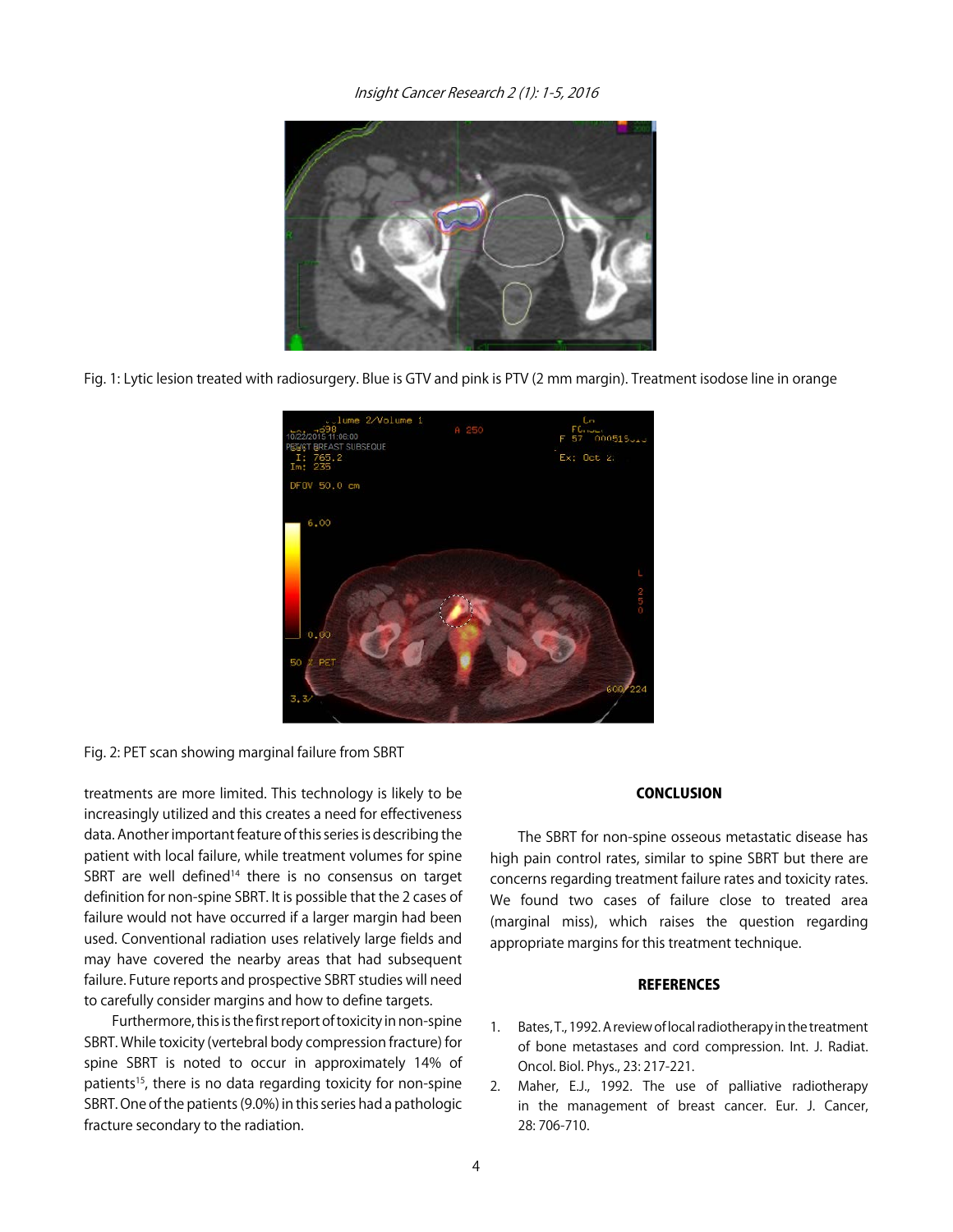Fig. 1: Lytic lesion treated with radiosurgery. Blue is GTV and pink is PTV (2 mm margin). Treatment isodose line in orange

Fig. 2: PET scan showing marginal failure from SBRT

treatments are more limited. This technology is likely to be increasingly utilized and this creates a need for effectiveness data. Another important feature of this series is describing the patient with local failure, while treatment volumes for spine SBRT are well defined[14] there is no consensus on target definition for non-spine SBRT. It is possible that the 2 cases of failure would not have occurred if a larger margin had been used. Conventional radiation uses relatively large fields and may have covered the nearby areas that had subsequent failure. Future reports and prospective SBRT studies will need to carefully consider margins and how to define targets.

Furthermore, this is the first report of toxicity in non-spine SBRT. While toxicity (vertebral body compression fracture) for spine SBRT is noted to occur in approximately 14% of patients[15], there is no data regarding toxicity for non-spine SBRT. One of the patients (9.0%) in this series had a pathologic fracture secondary to the radiation.

## CONCLUSION

The SBRT for non-spine osseous metastatic disease has high pain control rates, similar to spine SBRT but there are concerns regarding treatment failure rates and toxicity rates. We found two cases of failure close to treated area (marginal miss), which raises the question regarding appropriate margins for this treatment technique.

## REFERENCES

1. Bates, T., 1992. A review of local radiotherapy in the treatment of bone metastases and cord compression. Int. J. Radiat. Oncol. Biol. Phys., 23: 217-221.
2. Maher, E.J., 1992. The use of palliative radiotherapy in the management of breast cancer. Eur. J. Cancer, 28: 706-710.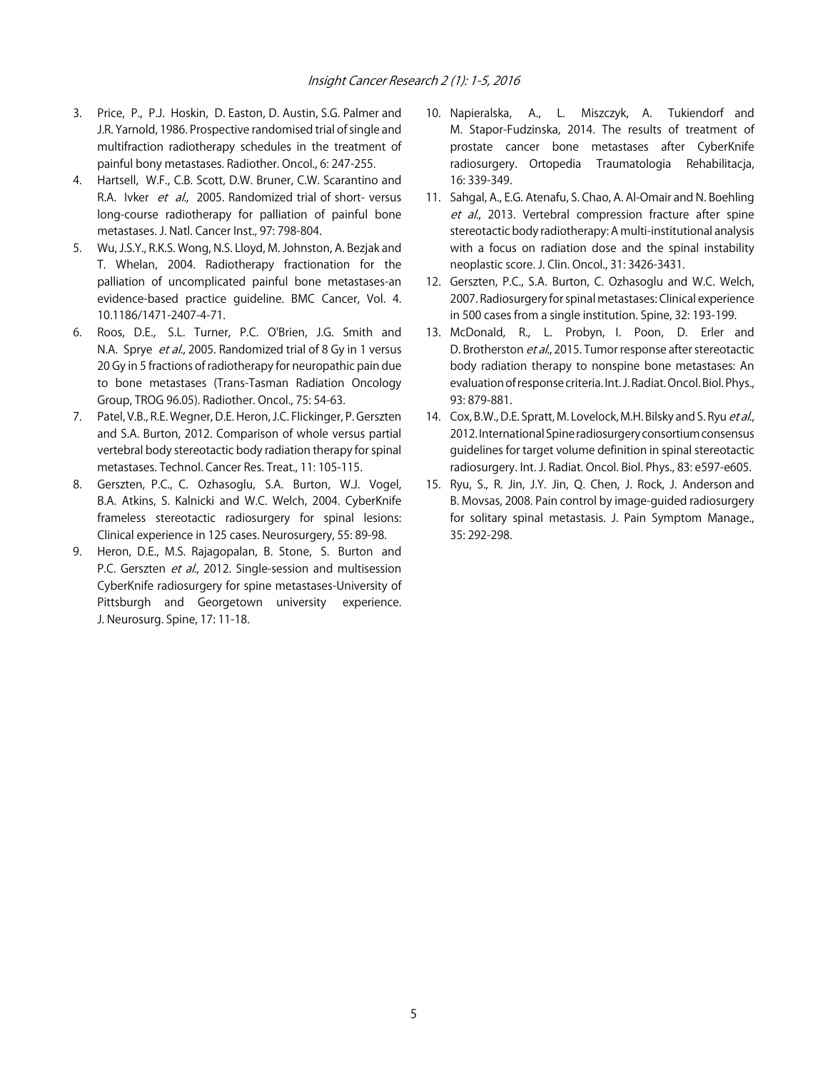3. Price, P., P.J. Hoskin, D. Easton, D. Austin, S.G. Palmer and J.R. Yarnold, 1986. Prospective randomised trial of single and multifraction radiotherapy schedules in the treatment of painful bony metastases. Radiother. Oncol., 6: 247-255.
4. Hartsell, W.F., C.B. Scott, D.W. Bruner, C.W. Scarantino and R.A. Ivker *et al*., 2005. Randomized trial of short- versus long-course radiotherapy for palliation of painful bone metastases. J. Natl. Cancer Inst., 97: 798-804.
5. Wu, J.S.Y., R.K.S. Wong, N.S. Lloyd, M. Johnston, A. Bezjak and T. Whelan, 2004. Radiotherapy fractionation for the palliation of uncomplicated painful bone metastases-an evidence-based practice guideline. BMC Cancer, Vol. 4. 10.1186/1471-2407-4-71.
6. Roos, D.E., S.L. Turner, P.C. O'Brien, J.G. Smith and N.A. Sprye *et al*., 2005. Randomized trial of 8 Gy in 1 versus 20 Gy in 5 fractions of radiotherapy for neuropathic pain due to bone metastases (Trans-Tasman Radiation Oncology Group, TROG 96.05). Radiother. Oncol., 75: 54-63.
7. Patel, V.B., R.E. Wegner, D.E. Heron, J.C. Flickinger, P. Gerszten and S.A. Burton, 2012. Comparison of whole versus partial vertebral body stereotactic body radiation therapy for spinal metastases. Technol. Cancer Res. Treat., 11: 105-115.
8. Gerszten, P.C., C. Ozhasoglu, S.A. Burton, W.J. Vogel, B.A. Atkins, S. Kalnicki and W.C. Welch, 2004. CyberKnife frameless stereotactic radiosurgery for spinal lesions: Clinical experience in 125 cases. Neurosurgery, 55: 89-98.
9. Heron, D.E., M.S. Rajagopalan, B. Stone, S. Burton and P.C. Gerszten *et al*., 2012. Single-session and multisession CyberKnife radiosurgery for spine metastases-University of Pittsburgh and Georgetown university experience. J. Neurosurg. Spine, 17: 11-18.
10. Napieralska, A., L. Miszczyk, A. Tukiendorf and M. Stapor-Fudzinska, 2014. The results of treatment of prostate cancer bone metastases after CyberKnife radiosurgery. Ortopedia Traumatologia Rehabilitacja, 16: 339-349.
11. Sahgal, A., E.G. Atenafu, S. Chao, A. Al-Omair and N. Boehling *et al*., 2013. Vertebral compression fracture after spine stereotactic body radiotherapy: A multi-institutional analysis with a focus on radiation dose and the spinal instability neoplastic score. J. Clin. Oncol., 31: 3426-3431.
12. Gerszten, P.C., S.A. Burton, C. Ozhasoglu and W.C. Welch, 2007. Radiosurgery for spinal metastases: Clinical experience in 500 cases from a single institution. Spine, 32: 193-199.
13. McDonald, R., L. Probyn, I. Poon, D. Erler and D. Brotherston *et al*., 2015. Tumor response after stereotactic body radiation therapy to nonspine bone metastases: An evaluation of response criteria. Int. J. Radiat. Oncol. Biol. Phys., 93: 879-881.
14. Cox, B.W., D.E. Spratt, M. Lovelock, M.H. Bilsky and S. Ryu *et al*., 2012. International Spine radiosurgery consortium consensus guidelines for target volume definition in spinal stereotactic radiosurgery. Int. J. Radiat. Oncol. Biol. Phys., 83: e597-e605.
15. Ryu, S., R. Jin, J.Y. Jin, Q. Chen, J. Rock, J. Anderson and B. Movsas, 2008. Pain control by image-guided radiosurgery for solitary spinal metastasis. J. Pain Symptom Manage., 35: 292-298.